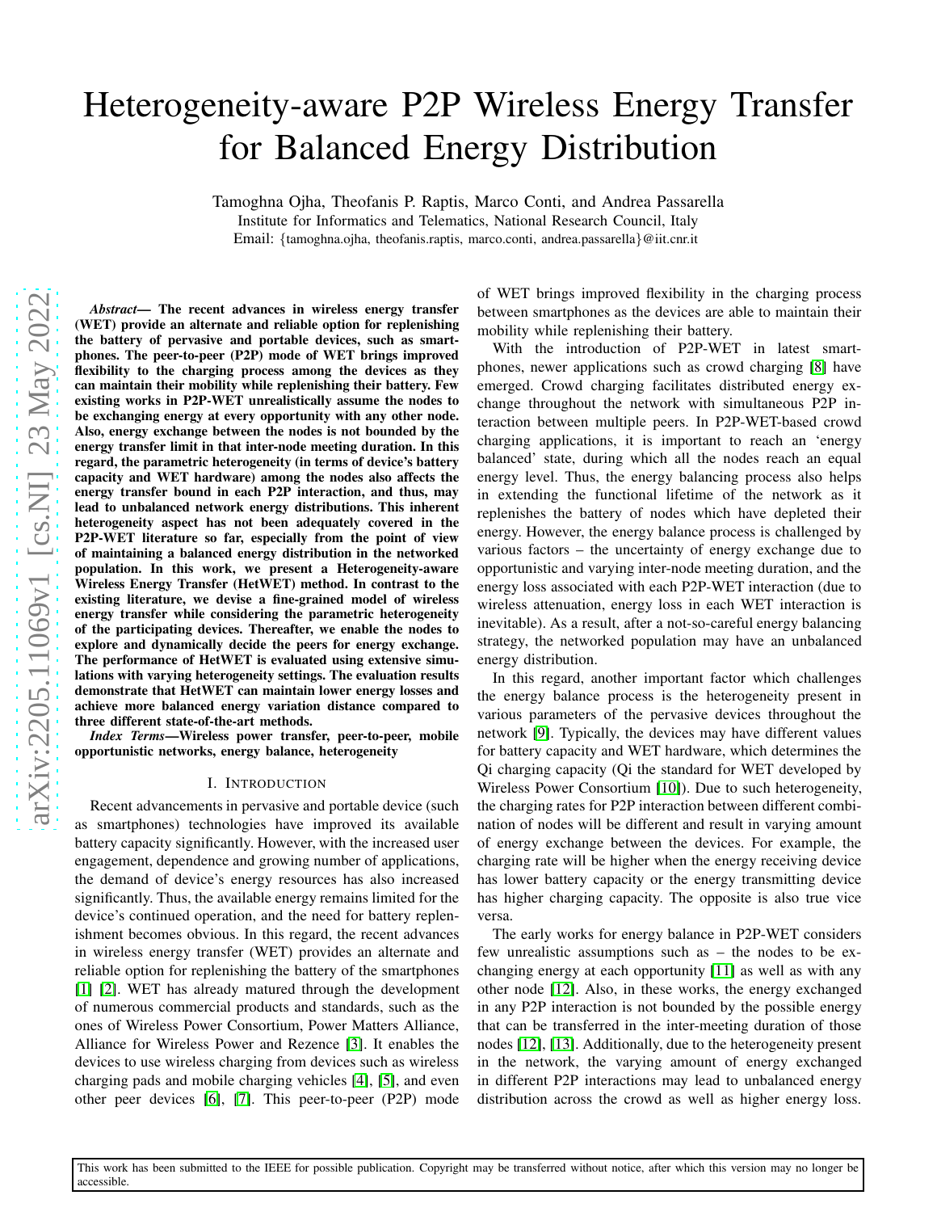# Heterogeneity-aware P2P Wireless Energy Transfer for Balanced Energy Distribution

Tamoghna Ojha, Theofanis P. Raptis, Marco Conti, and Andrea Passarella
Institute for Informatics and Telematics, National Research Council, Italy
Email: {tamoghna.ojha, theofanis.raptis, marco.conti, andrea.passarella}@iit.cnr.it

***Abstract*— The recent advances in wireless energy transfer (WET) provide an alternate and reliable option for replenishing the battery of pervasive and portable devices, such as smartphones. The peer-to-peer (P2P) mode of WET brings improved flexibility to the charging process among the devices as they can maintain their mobility while replenishing their battery. Few existing works in P2P-WET unrealistically assume the nodes to be exchanging energy at every opportunity with any other node. Also, energy exchange between the nodes is not bounded by the energy transfer limit in that inter-node meeting duration. In this regard, the parametric heterogeneity (in terms of device's battery capacity and WET hardware) among the nodes also affects the energy transfer bound in each P2P interaction, and thus, may lead to unbalanced network energy distributions. This inherent heterogeneity aspect has not been adequately covered in the P2P-WET literature so far, especially from the point of view of maintaining a balanced energy distribution in the networked population. In this work, we present a Heterogeneity-aware Wireless Energy Transfer (HetWET) method. In contrast to the existing literature, we devise a fine-grained model of wireless energy transfer while considering the parametric heterogeneity of the participating devices. Thereafter, we enable the nodes to explore and dynamically decide the peers for energy exchange. The performance of HetWET is evaluated using extensive simulations with varying heterogeneity settings. The evaluation results demonstrate that HetWET can maintain lower energy losses and achieve more balanced energy variation distance compared to three different state-of-the-art methods.**

***Index Terms*—Wireless power transfer, peer-to-peer, mobile opportunistic networks, energy balance, heterogeneity**

## I. Introduction

Recent advancements in pervasive and portable device (such as smartphones) technologies have improved its available battery capacity significantly. However, with the increased user engagement, dependence and growing number of applications, the demand of device's energy resources has also increased significantly. Thus, the available energy remains limited for the device's continued operation, and the need for battery replenishment becomes obvious. In this regard, the recent advances in wireless energy transfer (WET) provides an alternate and reliable option for replenishing the battery of the smartphones [1] [2]. WET has already matured through the development of numerous commercial products and standards, such as the ones of Wireless Power Consortium, Power Matters Alliance, Alliance for Wireless Power and Rezence [3]. It enables the devices to use wireless charging from devices such as wireless charging pads and mobile charging vehicles [4], [5], and even other peer devices [6], [7]. This peer-to-peer (P2P) mode of WET brings improved flexibility in the charging process between smartphones as the devices are able to maintain their mobility while replenishing their battery.

With the introduction of P2P-WET in latest smartphones, newer applications such as crowd charging [8] have emerged. Crowd charging facilitates distributed energy exchange throughout the network with simultaneous P2P interaction between multiple peers. In P2P-WET-based crowd charging applications, it is important to reach an 'energy balanced' state, during which all the nodes reach an equal energy level. Thus, the energy balancing process also helps in extending the functional lifetime of the network as it replenishes the battery of nodes which have depleted their energy. However, the energy balance process is challenged by various factors – the uncertainty of energy exchange due to opportunistic and varying inter-node meeting duration, and the energy loss associated with each P2P-WET interaction (due to wireless attenuation, energy loss in each WET interaction is inevitable). As a result, after a not-so-careful energy balancing strategy, the networked population may have an unbalanced energy distribution.

In this regard, another important factor which challenges the energy balance process is the heterogeneity present in various parameters of the pervasive devices throughout the network [9]. Typically, the devices may have different values for battery capacity and WET hardware, which determines the Qi charging capacity (Qi the standard for WET developed by Wireless Power Consortium [10]). Due to such heterogeneity, the charging rates for P2P interaction between different combination of nodes will be different and result in varying amount of energy exchange between the devices. For example, the charging rate will be higher when the energy receiving device has lower battery capacity or the energy transmitting device has higher charging capacity. The opposite is also true vice versa.

The early works for energy balance in P2P-WET considers few unrealistic assumptions such as – the nodes to be exchanging energy at each opportunity [11] as well as with any other node [12]. Also, in these works, the energy exchanged in any P2P interaction is not bounded by the possible energy that can be transferred in the inter-meeting duration of those nodes [12], [13]. Additionally, due to the heterogeneity present in the network, the varying amount of energy exchanged in different P2P interactions may lead to unbalanced energy distribution across the crowd as well as higher energy loss.

This work has been submitted to the IEEE for possible publication. Copyright may be transferred without notice, after which this version may no longer be accessible.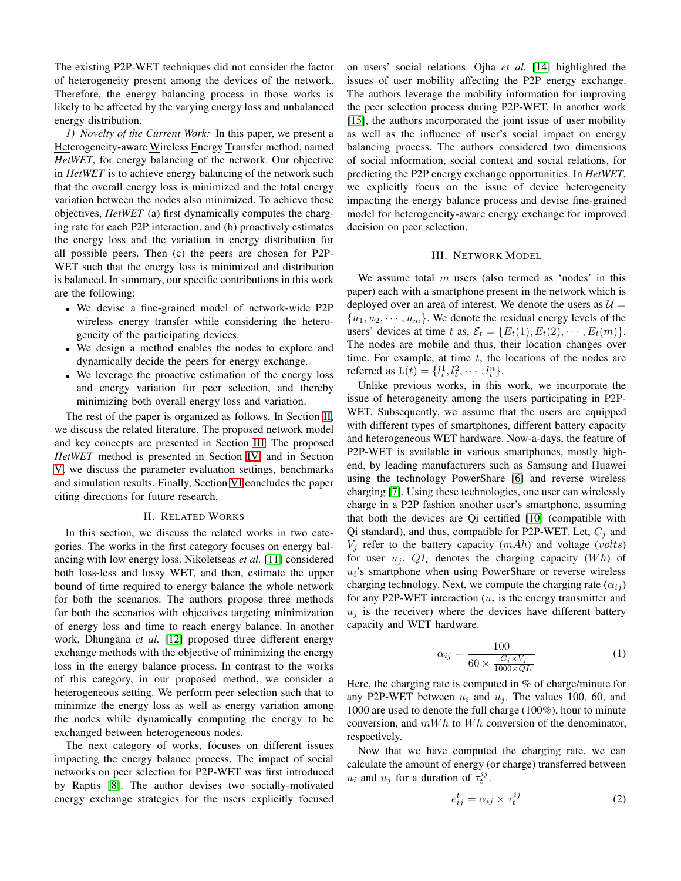The existing P2P-WET techniques did not consider the factor of heterogeneity present among the devices of the network. Therefore, the energy balancing process in those works is likely to be affected by the varying energy loss and unbalanced energy distribution.

*1) Novelty of the Current Work:* In this paper, we present a Heterogeneity-aware Wireless Energy Transfer method, named *HetWET*, for energy balancing of the network. Our objective in *HetWET* is to achieve energy balancing of the network such that the overall energy loss is minimized and the total energy variation between the nodes also minimized. To achieve these objectives, *HetWET* (a) first dynamically computes the charging rate for each P2P interaction, and (b) proactively estimates the energy loss and the variation in energy distribution for all possible peers. Then (c) the peers are chosen for P2P-WET such that the energy loss is minimized and distribution is balanced. In summary, our specific contributions in this work are the following:

- We devise a fine-grained model of network-wide P2P wireless energy transfer while considering the heterogeneity of the participating devices.
- We design a method enables the nodes to explore and dynamically decide the peers for energy exchange.
- We leverage the proactive estimation of the energy loss and energy variation for peer selection, and thereby minimizing both overall energy loss and variation.

The rest of the paper is organized as follows. In Section II, we discuss the related literature. The proposed network model and key concepts are presented in Section III. The proposed *HetWET* method is presented in Section IV, and in Section V, we discuss the parameter evaluation settings, benchmarks and simulation results. Finally, Section VI concludes the paper citing directions for future research.

## II. Related Works

In this section, we discuss the related works in two categories. The works in the first category focuses on energy balancing with low energy loss. Nikoletseas *et al.* [11] considered both loss-less and lossy WET, and then, estimate the upper bound of time required to energy balance the whole network for both the scenarios. The authors propose three methods for both the scenarios with objectives targeting minimization of energy loss and time to reach energy balance. In another work, Dhungana *et al.* [12] proposed three different energy exchange methods with the objective of minimizing the energy loss in the energy balance process. In contrast to the works of this category, in our proposed method, we consider a heterogeneous setting. We perform peer selection such that to minimize the energy loss as well as energy variation among the nodes while dynamically computing the energy to be exchanged between heterogeneous nodes.

The next category of works, focuses on different issues impacting the energy balance process. The impact of social networks on peer selection for P2P-WET was first introduced by Raptis [8]. The author devises two socially-motivated energy exchange strategies for the users explicitly focused on users' social relations. Ojha *et al.* [14] highlighted the issues of user mobility affecting the P2P energy exchange. The authors leverage the mobility information for improving the peer selection process during P2P-WET. In another work [15], the authors incorporated the joint issue of user mobility as well as the influence of user's social impact on energy balancing process. The authors considered two dimensions of social information, social context and social relations, for predicting the P2P energy exchange opportunities. In *HetWET*, we explicitly focus on the issue of device heterogeneity impacting the energy balance process and devise fine-grained model for heterogeneity-aware energy exchange for improved decision on peer selection.

## III. Network Model

We assume total $m$ users (also termed as 'nodes' in this paper) each with a smartphone present in the network which is deployed over an area of interest. We denote the users as $\mathcal{U} = \{u_1, u_2, \cdots, u_m\}$. We denote the residual energy levels of the users' devices at time $t$ as, $\mathcal{E}_t = \{E_t(1), E_t(2), \cdots, E_t(m)\}$. The nodes are mobile and thus, their location changes over time. For example, at time $t$, the locations of the nodes are referred as $\mathtt{L}(t) = \{l_t^1, l_t^2, \cdots, l_t^n\}$.

Unlike previous works, in this work, we incorporate the issue of heterogeneity among the users participating in P2P-WET. Subsequently, we assume that the users are equipped with different types of smartphones, different battery capacity and heterogeneous WET hardware. Now-a-days, the feature of P2P-WET is available in various smartphones, mostly high-end, by leading manufacturers such as Samsung and Huawei using the technology PowerShare [6] and reverse wireless charging [7]. Using these technologies, one user can wirelessly charge in a P2P fashion another user's smartphone, assuming that both the devices are Qi certified [10] (compatible with Qi standard), and thus, compatible for P2P-WET. Let, $C_j$ and $V_j$ refer to the battery capacity ($mAh$) and voltage ($volts$) for user $u_j$. $QI_i$ denotes the charging capacity ($Wh$) of $u_i$'s smartphone when using PowerShare or reverse wireless charging technology. Next, we compute the charging rate ($\alpha_{ij}$) for any P2P-WET interaction ($u_i$ is the energy transmitter and $u_j$ is the receiver) where the devices have different battery capacity and WET hardware.

$$\alpha_{ij} = \frac{100}{60 \times \frac{C_j \times V_j}{1000 \times QI_i}} \tag{1}$$

Here, the charging rate is computed in % of charge/minute for any P2P-WET between $u_i$ and $u_j$. The values 100, 60, and 1000 are used to denote the full charge (100%), hour to minute conversion, and $mWh$ to $Wh$ conversion of the denominator, respectively.

Now that we have computed the charging rate, we can calculate the amount of energy (or charge) transferred between $u_i$ and $u_j$ for a duration of $\tau_t^{ij}$.

$$e_{ij}^t = \alpha_{ij} \times \tau_t^{ij} \tag{2}$$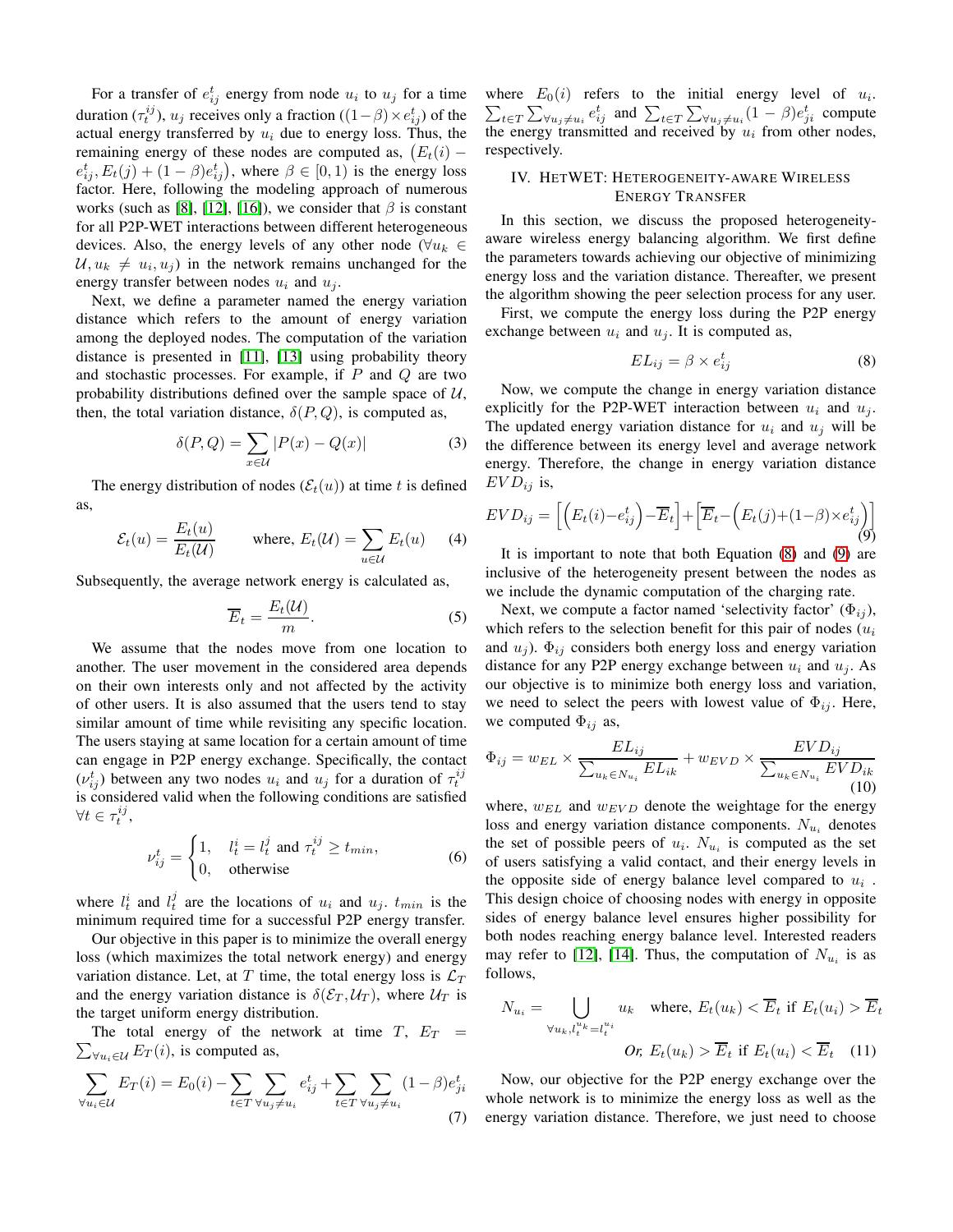For a transfer of $e_{ij}^t$ energy from node $u_i$ to $u_j$ for a time duration ($\tau_t^{ij}$), $u_j$ receives only a fraction ($(1-\beta)\times e_{ij}^t$) of the actual energy transferred by $u_i$ due to energy loss. Thus, the remaining energy of these nodes are computed as, $\big(E_t(i) - e_{ij}^t, E_t(j) + (1-\beta)e_{ij}^t\big)$, where $\beta \in [0,1)$ is the energy loss factor. Here, following the modeling approach of numerous works (such as [8], [12], [16]), we consider that $\beta$ is constant for all P2P-WET interactions between different heterogeneous devices. Also, the energy levels of any other node ($\forall u_k \in \mathcal{U}, u_k \neq u_i, u_j$) in the network remains unchanged for the energy transfer between nodes $u_i$ and $u_j$.

Next, we define a parameter named the energy variation distance which refers to the amount of energy variation among the deployed nodes. The computation of the variation distance is presented in [11], [13] using probability theory and stochastic processes. For example, if $P$ and $Q$ are two probability distributions defined over the sample space of $\mathcal{U}$, then, the total variation distance, $\delta(P,Q)$, is computed as,

$$\delta(P,Q) = \sum_{x\in\mathcal{U}} |P(x) - Q(x)| \tag{3}$$

The energy distribution of nodes ($\mathcal{E}_t(u)$) at time $t$ is defined as,

$$\mathcal{E}_t(u) = \frac{E_t(u)}{E_t(\mathcal{U})} \qquad \text{where, } E_t(\mathcal{U}) = \sum_{u\in\mathcal{U}} E_t(u) \tag{4}$$

Subsequently, the average network energy is calculated as,

$$\overline{E}_t = \frac{E_t(\mathcal{U})}{m}. \tag{5}$$

We assume that the nodes move from one location to another. The user movement in the considered area depends on their own interests only and not affected by the activity of other users. It is also assumed that the users tend to stay similar amount of time while revisiting any specific location. The users staying at same location for a certain amount of time can engage in P2P energy exchange. Specifically, the contact ($\nu_{ij}^t$) between any two nodes $u_i$ and $u_j$ for a duration of $\tau_t^{ij}$ is considered valid when the following conditions are satisfied $\forall t \in \tau_t^{ij}$,

$$\nu_{ij}^t = \begin{cases} 1, & l_t^i = l_t^j \text{ and } \tau_t^{ij} \geq t_{min}, \\ 0, & \text{otherwise} \end{cases} \tag{6}$$

where $l_t^i$ and $l_t^j$ are the locations of $u_i$ and $u_j$. $t_{min}$ is the minimum required time for a successful P2P energy transfer.

Our objective in this paper is to minimize the overall energy loss (which maximizes the total network energy) and energy variation distance. Let, at $T$ time, the total energy loss is $\mathcal{L}_T$ and the energy variation distance is $\delta(\mathcal{E}_T, \mathcal{U}_T)$, where $\mathcal{U}_T$ is the target uniform energy distribution.

The total energy of the network at time $T$, $E_T = \sum_{\forall u_i \in \mathcal{U}} E_T(i)$, is computed as,

$$\sum_{\forall u_i\in\mathcal{U}} E_T(i) = E_0(i) - \sum_{t\in T}\sum_{\forall u_j\neq u_i} e_{ij}^t + \sum_{t\in T}\sum_{\forall u_j \neq u_i}(1-\beta)e_{ji}^t \tag{7}$$

where $E_0(i)$ refers to the initial energy level of $u_i$. $\sum_{t\in T}\sum_{\forall u_j\neq u_i} e_{ij}^t$ and $\sum_{t\in T}\sum_{\forall u_j\neq u_i}(1-\beta)e_{ji}^t$ compute the energy transmitted and received by $u_i$ from other nodes, respectively.

## IV. HetWET: Heterogeneity-aware Wireless Energy Transfer

In this section, we discuss the proposed heterogeneity-aware wireless energy balancing algorithm. We first define the parameters towards achieving our objective of minimizing energy loss and the variation distance. Thereafter, we present the algorithm showing the peer selection process for any user.

First, we compute the energy loss during the P2P energy exchange between $u_i$ and $u_j$. It is computed as,

$$EL_{ij} = \beta \times e_{ij}^t \tag{8}$$

Now, we compute the change in energy variation distance explicitly for the P2P-WET interaction between $u_i$ and $u_j$. The updated energy variation distance for $u_i$ and $u_j$ will be the difference between its energy level and average network energy. Therefore, the change in energy variation distance $EVD_{ij}$ is,

$$EVD_{ij} = \Big[\Big(E_t(i) - e_{ij}^t\Big) - \overline{E}_t\Big] + \Big[\overline{E}_t - \Big(E_t(j) + (1-\beta)\times e_{ij}^t\Big)\Big] \tag{9}$$

It is important to note that both Equation (8) and (9) are inclusive of the heterogeneity present between the nodes as we include the dynamic computation of the charging rate.

Next, we compute a factor named 'selectivity factor' ($\Phi_{ij}$), which refers to the selection benefit for this pair of nodes ($u_i$ and $u_j$). $\Phi_{ij}$ considers both energy loss and energy variation distance for any P2P energy exchange between $u_i$ and $u_j$. As our objective is to minimize both energy loss and variation, we need to select the peers with lowest value of $\Phi_{ij}$. Here, we computed $\Phi_{ij}$ as,

$$\Phi_{ij} = w_{EL} \times \frac{EL_{ij}}{\sum_{u_k\in N_{u_i}} EL_{ik}} + w_{EVD} \times \frac{EVD_{ij}}{\sum_{u_k \in N_{u_i}} EVD_{ik}} \tag{10}$$

where, $w_{EL}$ and $w_{EVD}$ denote the weightage for the energy loss and energy variation distance components. $N_{u_i}$ denotes the set of possible peers of $u_i$. $N_{u_i}$ is computed as the set of users satisfying a valid contact, and their energy levels in the opposite side of energy balance level compared to $u_i$. This design choice of choosing nodes with energy in opposite sides of energy balance level ensures higher possibility for both nodes reaching energy balance level. Interested readers may refer to [12], [14]. Thus, the computation of $N_{u_i}$ is as follows,

$$N_{u_i} = \bigcup_{\forall u_k, l_t^{u_k} = l_t^{u_i}} u_k \quad \text{where, } E_t(u_k) < \overline{E}_t \text{ if } E_t(u_i) > \overline{E}_t$$
$$\textit{Or, } E_t(u_k) > \overline{E}_t \text{ if } E_t(u_i) < \overline{E}_t \tag{11}$$

Now, our objective for the P2P energy exchange over the whole network is to minimize the energy loss as well as the energy variation distance. Therefore, we just need to choose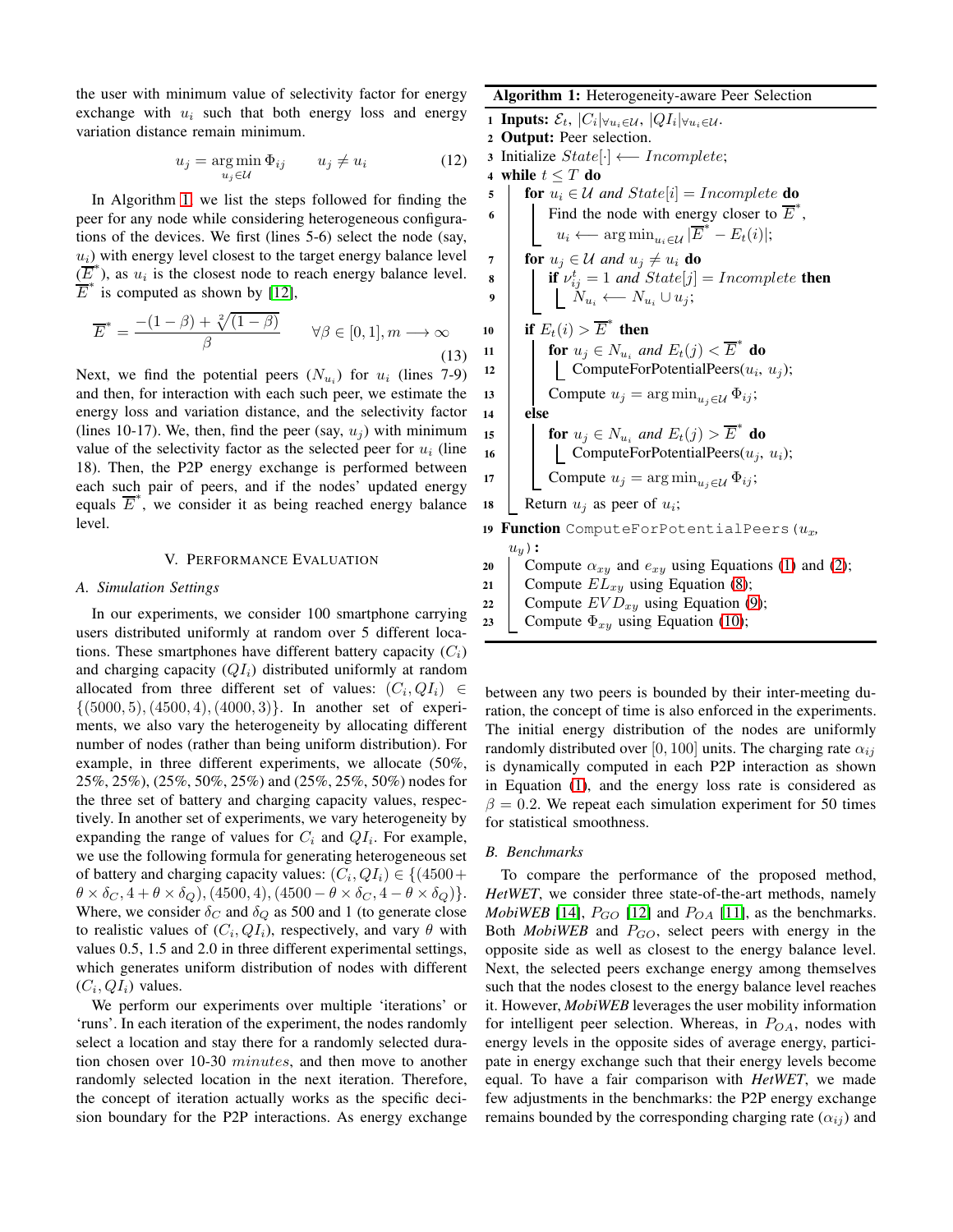the user with minimum value of selectivity factor for energy exchange with $u_i$ such that both energy loss and energy variation distance remain minimum.

$$u_j = \arg\min_{u_j \in \mathcal{U}} \Phi_{ij} \qquad u_j \neq u_i \tag{12}$$

In Algorithm 1, we list the steps followed for finding the peer for any node while considering heterogeneous configurations of the devices. We first (lines 5-6) select the node (say, $u_i$) with energy level closest to the target energy balance level ($\overline{E}^*$), as $u_i$ is the closest node to reach energy balance level. $\overline{E}^*$ is computed as shown by [12],

$$\overline{E}^* = \frac{-(1-\beta) + \sqrt[2]{(1-\beta)}}{\beta} \qquad \forall \beta \in [0,1], m \longrightarrow \infty \tag{13}$$

Next, we find the potential peers ($N_{u_i}$) for $u_i$ (lines 7-9) and then, for interaction with each such peer, we estimate the energy loss and variation distance, and the selectivity factor (lines 10-17). We, then, find the peer (say, $u_j$) with minimum value of the selectivity factor as the selected peer for $u_i$ (line 18). Then, the P2P energy exchange is performed between each such pair of peers, and if the nodes' updated energy equals $\overline{E}^*$, we consider it as being reached energy balance level.

**Algorithm 1:** Heterogeneity-aware Peer Selection

```
1  Inputs: E_t, |C_i|∀u_i∈U, |QI_i|∀u_i∈U.
2  Output: Peer selection.
3  Initialize State[·] ⟵ Incomplete;
4  while t ≤ T do
5      for u_i ∈ U and State[i] = Incomplete do
6          Find the node with energy closer to Ē*,
           u_i ⟵ arg min_{u_i∈U} |Ē* − E_t(i)|;
7      for u_j ∈ U and u_j ≠ u_i do
8          if ν^t_ij = 1 and State[j] = Incomplete then
9              N_{u_i} ⟵ N_{u_i} ∪ u_j;
10     if E_t(i) > Ē* then
11         for u_j ∈ N_{u_i} and E_t(j) < Ē* do
12             ComputeForPotentialPeers(u_i, u_j);
13         Compute u_j = arg min_{u_j∈U} Φ_ij;
14     else
15         for u_j ∈ N_{u_i} and E_t(j) > Ē* do
16             ComputeForPotentialPeers(u_j, u_i);
17         Compute u_j = arg min_{u_j∈U} Φ_ij;
18     Return u_j as peer of u_i;
19 Function ComputeForPotentialPeers(u_x, u_y):
20     Compute α_xy and e_xy using Equations (1) and (2);
21     Compute EL_xy using Equation (8);
22     Compute EVD_xy using Equation (9);
23     Compute Φ_xy using Equation (10);
```

## V. Performance Evaluation

### A. Simulation Settings

In our experiments, we consider 100 smartphone carrying users distributed uniformly at random over 5 different locations. These smartphones have different battery capacity ($C_i$) and charging capacity ($QI_i$) distributed uniformly at random allocated from three different set of values: $(C_i, QI_i) \in \{(5000, 5), (4500, 4), (4000, 3)\}$. In another set of experiments, we also vary the heterogeneity by allocating different number of nodes (rather than being uniform distribution). For example, in three different experiments, we allocate (50%, 25%, 25%), (25%, 50%, 25%) and (25%, 25%, 50%) nodes for the three set of battery and charging capacity values, respectively. In another set of experiments, we vary heterogeneity by expanding the range of values for $C_i$ and $QI_i$. For example, we use the following formula for generating heterogeneous set of battery and charging capacity values: $(C_i, QI_i) \in \{(4500 + \theta \times \delta_C, 4 + \theta \times \delta_Q), (4500, 4), (4500 - \theta \times \delta_C, 4 - \theta \times \delta_Q)\}$. Where, we consider $\delta_C$ and $\delta_Q$ as 500 and 1 (to generate close to realistic values of $(C_i, QI_i)$), respectively, and vary $\theta$ with values 0.5, 1.5 and 2.0 in three different experimental settings, which generates uniform distribution of nodes with different $(C_i, QI_i)$ values.

We perform our experiments over multiple 'iterations' or 'runs'. In each iteration of the experiment, the nodes randomly select a location and stay there for a randomly selected duration chosen over 10-30 $minutes$, and then move to another randomly selected location in the next iteration. Therefore, the concept of iteration actually works as the specific decision boundary for the P2P interactions. As energy exchange between any two peers is bounded by their inter-meeting duration, the concept of time is also enforced in the experiments. The initial energy distribution of the nodes are uniformly randomly distributed over $[0, 100]$ units. The charging rate $\alpha_{ij}$ is dynamically computed in each P2P interaction as shown in Equation (1), and the energy loss rate is considered as $\beta = 0.2$. We repeat each simulation experiment for 50 times for statistical smoothness.

### B. Benchmarks

To compare the performance of the proposed method, ***HetWET***, we consider three state-of-the-art methods, namely ***MobiWEB*** [14], $P_{GO}$ [12] and $P_{OA}$ [11], as the benchmarks. Both ***MobiWEB*** and $P_{GO}$, select peers with energy in the opposite side as well as closest to the energy balance level. Next, the selected peers exchange energy among themselves such that the nodes closest to the energy balance level reaches it. However, ***MobiWEB*** leverages the user mobility information for intelligent peer selection. Whereas, in $P_{OA}$, nodes with energy levels in the opposite sides of average energy, participate in energy exchange such that their energy levels become equal. To have a fair comparison with ***HetWET***, we made few adjustments in the benchmarks: the P2P energy exchange remains bounded by the corresponding charging rate ($\alpha_{ij}$) and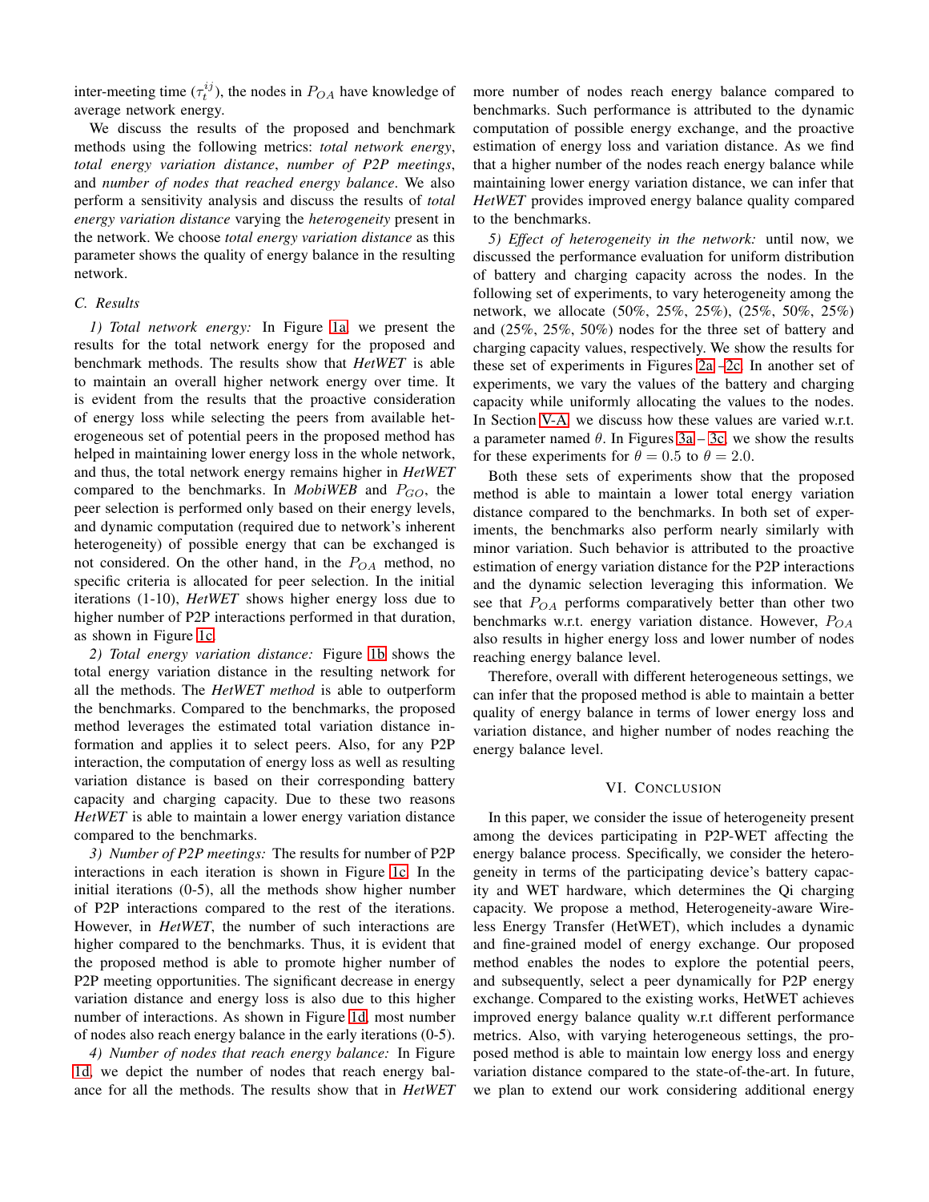inter-meeting time ($\tau_t^{ij}$), the nodes in $P_{OA}$ have knowledge of average network energy.

We discuss the results of the proposed and benchmark methods using the following metrics: *total network energy*, *total energy variation distance*, *number of P2P meetings*, and *number of nodes that reached energy balance*. We also perform a sensitivity analysis and discuss the results of *total energy variation distance* varying the *heterogeneity* present in the network. We choose *total energy variation distance* as this parameter shows the quality of energy balance in the resulting network.

### C. Results

*1) Total network energy:* In Figure 1a, we present the results for the total network energy for the proposed and benchmark methods. The results show that ***HetWET*** is able to maintain an overall higher network energy over time. It is evident from the results that the proactive consideration of energy loss while selecting the peers from available heterogeneous set of potential peers in the proposed method has helped in maintaining lower energy loss in the whole network, and thus, the total network energy remains higher in ***HetWET*** compared to the benchmarks. In ***MobiWEB*** and $P_{GO}$, the peer selection is performed only based on their energy levels, and dynamic computation (required due to network's inherent heterogeneity) of possible energy that can be exchanged is not considered. On the other hand, in the $P_{OA}$ method, no specific criteria is allocated for peer selection. In the initial iterations (1-10), ***HetWET*** shows higher energy loss due to higher number of P2P interactions performed in that duration, as shown in Figure 1c.

*2) Total energy variation distance:* Figure 1b shows the total energy variation distance in the resulting network for all the methods. The ***HetWET method*** is able to outperform the benchmarks. Compared to the benchmarks, the proposed method leverages the estimated total variation distance information and applies it to select peers. Also, for any P2P interaction, the computation of energy loss as well as resulting variation distance is based on their corresponding battery capacity and charging capacity. Due to these two reasons ***HetWET*** is able to maintain a lower energy variation distance compared to the benchmarks.

*3) Number of P2P meetings:* The results for number of P2P interactions in each iteration is shown in Figure 1c. In the initial iterations (0-5), all the methods show higher number of P2P interactions compared to the rest of the iterations. However, in ***HetWET***, the number of such interactions are higher compared to the benchmarks. Thus, it is evident that the proposed method is able to promote higher number of P2P meeting opportunities. The significant decrease in energy variation distance and energy loss is also due to this higher number of interactions. As shown in Figure 1d, most number of nodes also reach energy balance in the early iterations (0-5).

*4) Number of nodes that reach energy balance:* In Figure 1d, we depict the number of nodes that reach energy balance for all the methods. The results show that in ***HetWET*** more number of nodes reach energy balance compared to benchmarks. Such performance is attributed to the dynamic computation of possible energy exchange, and the proactive estimation of energy loss and variation distance. As we find that a higher number of the nodes reach energy balance while maintaining lower energy variation distance, we can infer that ***HetWET*** provides improved energy balance quality compared to the benchmarks.

*5) Effect of heterogeneity in the network:* until now, we discussed the performance evaluation for uniform distribution of battery and charging capacity across the nodes. In the following set of experiments, to vary heterogeneity among the network, we allocate (50%, 25%, 25%), (25%, 50%, 25%) and (25%, 25%, 50%) nodes for the three set of battery and charging capacity values, respectively. We show the results for these set of experiments in Figures 2a –2c. In another set of experiments, we vary the values of the battery and charging capacity while uniformly allocating the values to the nodes. In Section V-A, we discuss how these values are varied w.r.t. a parameter named $\theta$. In Figures 3a – 3c, we show the results for these experiments for $\theta = 0.5$ to $\theta = 2.0$.

Both these sets of experiments show that the proposed method is able to maintain a lower total energy variation distance compared to the benchmarks. In both set of experiments, the benchmarks also perform nearly similarly with minor variation. Such behavior is attributed to the proactive estimation of energy variation distance for the P2P interactions and the dynamic selection leveraging this information. We see that $P_{OA}$ performs comparatively better than other two benchmarks w.r.t. energy variation distance. However, $P_{OA}$ also results in higher energy loss and lower number of nodes reaching energy balance level.

Therefore, overall with different heterogeneous settings, we can infer that the proposed method is able to maintain a better quality of energy balance in terms of lower energy loss and variation distance, and higher number of nodes reaching the energy balance level.

## VI. Conclusion

In this paper, we consider the issue of heterogeneity present among the devices participating in P2P-WET affecting the energy balance process. Specifically, we consider the heterogeneity in terms of the participating device's battery capacity and WET hardware, which determines the Qi charging capacity. We propose a method, Heterogeneity-aware Wireless Energy Transfer (HetWET), which includes a dynamic and fine-grained model of energy exchange. Our proposed method enables the nodes to explore the potential peers, and subsequently, select a peer dynamically for P2P energy exchange. Compared to the existing works, HetWET achieves improved energy balance quality w.r.t different performance metrics. Also, with varying heterogeneous settings, the proposed method is able to maintain low energy loss and energy variation distance compared to the state-of-the-art. In future, we plan to extend our work considering additional energy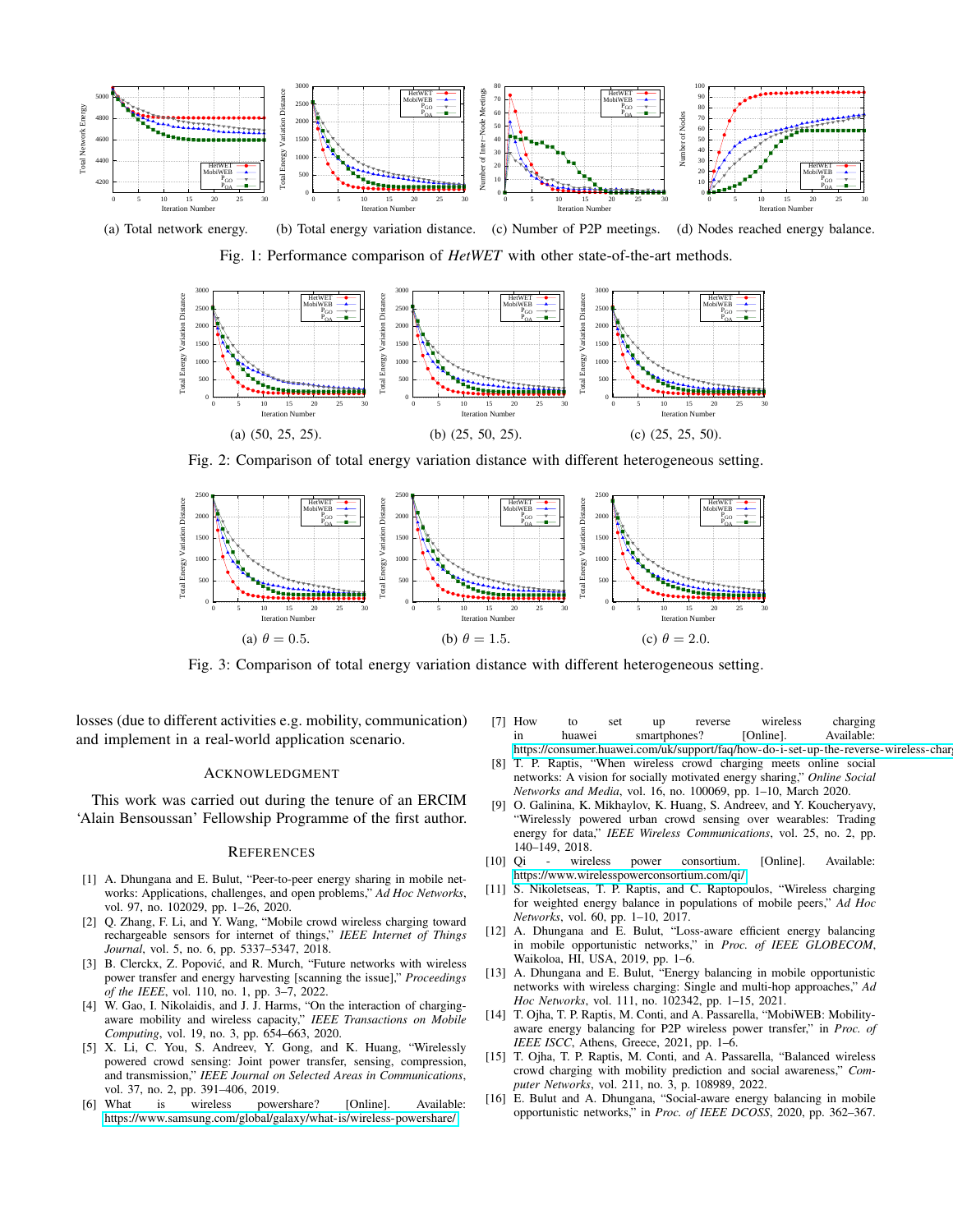Total Network Energy

5000
4800
4600
4400
4200

0 5 10 15 20 25 30

Iteration Number

HetWET
MobiWEB
$P_{GO}$
$P_{OA}$

(a) Total network energy.

Total Energy Variation Distance

3000
2500
2000
1500
1000
500
0

0 5 10 15 20 25 30

Iteration Number

HetWET
MobiWEB
$P_{GO}$
$P_{OA}$

(b) Total energy variation distance.

Number of Inter-Node Meetings

80
70
60
50
40
30
20
10
0

0 5 10 15 20 25 30

Iteration Number

HetWET
MobiWEB
$P_{GO}$
$P_{OA}$

(c) Number of P2P meetings.

Number of Nodes

100
90
80
70
60
50
40
30
20
10
0

0 5 10 15 20 25 30

Iteration Number

HetWET
MobiWEB
$P_{GO}$
$P_{OA}$

(d) Nodes reached energy balance.

Fig. 1: Performance comparison of *HetWET* with other state-of-the-art methods.

Total Energy Variation Distance

3000
2500
2000
1500
1000
500
0

0 5 10 15 20 25 30

Iteration Number

HetWET
MobiWEB
$P_{GO}$
$P_{OA}$

(a) (50, 25, 25).

Total Energy Variation Distance

3000
2500
2000
1500
1000
500
0

0 5 10 15 20 25 30

Iteration Number

HetWET
MobiWEB
$P_{GO}$
$P_{OA}$

(b) (25, 50, 25).

Total Energy Variation Distance

3000
2500
2000
1500
1000
500
0

0 5 10 15 20 25 30

Iteration Number

HetWET
MobiWEB
$P_{GO}$
$P_{OA}$

(c) (25, 25, 50).

Fig. 2: Comparison of total energy variation distance with different heterogeneous setting.

Total Energy Variation Distance

2500
2000
1500
1000
500
0

0 5 10 15 20 25 30

Iteration Number

HetWET
MobiWEB
$P_{GO}$
$P_{OA}$

(a) $\theta = 0.5$.

Total Energy Variation Distance

2500
2000
1500
1000
500
0

0 5 10 15 20 25 30

Iteration Number

HetWET
MobiWEB
$P_{GO}$
$P_{OA}$

(b) $\theta = 1.5$.

Total Energy Variation Distance

2500
2000
1500
1000
500
0

0 5 10 15 20 25 30

Iteration Number

HetWET
MobiWEB
$P_{GO}$
$P_{OA}$

(c) $\theta = 2.0$.

Fig. 3: Comparison of total energy variation distance with different heterogeneous setting.

losses (due to different activities e.g. mobility, communication) and implement in a real-world application scenario.

## Acknowledgment

This work was carried out during the tenure of an ERCIM 'Alain Bensoussan' Fellowship Programme of the first author.

## References

[1] A. Dhungana and E. Bulut, "Peer-to-peer energy sharing in mobile networks: Applications, challenges, and open problems," *Ad Hoc Networks*, vol. 97, no. 102029, pp. 1–26, 2020.

[2] Q. Zhang, F. Li, and Y. Wang, "Mobile crowd wireless charging toward rechargeable sensors for internet of things," *IEEE Internet of Things Journal*, vol. 5, no. 6, pp. 5337–5347, 2018.

[3] B. Clerckx, Z. Popović, and R. Murch, "Future networks with wireless power transfer and energy harvesting [scanning the issue]," *Proceedings of the IEEE*, vol. 110, no. 1, pp. 3–7, 2022.

[4] W. Gao, I. Nikolaidis, and J. J. Harms, "On the interaction of charging-aware mobility and wireless capacity," *IEEE Transactions on Mobile Computing*, vol. 19, no. 3, pp. 654–663, 2020.

[5] X. Li, C. You, S. Andreev, Y. Gong, and K. Huang, "Wirelessly powered crowd sensing: Joint power transfer, sensing, compression, and transmission," *IEEE Journal on Selected Areas in Communications*, vol. 37, no. 2, pp. 391–406, 2019.

[6] What is wireless powershare? [Online]. Available: https://www.samsung.com/global/galaxy/what-is/wireless-powershare/

[7] How to set up reverse wireless charging in huawei smartphones? [Online]. Available: https://consumer.huawei.com/uk/support/faq/how-do-i-set-up-the-reverse-wireless-char

[8] T. P. Raptis, "When wireless crowd charging meets online social networks: A vision for socially motivated energy sharing," *Online Social Networks and Media*, vol. 16, no. 100069, pp. 1–10, March 2020.

[9] O. Galinina, K. Mikhaylov, K. Huang, S. Andreev, and Y. Koucheryavy, "Wirelessly powered urban crowd sensing over wearables: Trading energy for data," *IEEE Wireless Communications*, vol. 25, no. 2, pp. 140–149, 2018.

[10] Qi - wireless power consortium. [Online]. Available: https://www.wirelesspowerconsortium.com/qi/

[11] S. Nikoletseas, T. P. Raptis, and C. Raptopoulos, "Wireless charging for weighted energy balance in populations of mobile peers," *Ad Hoc Networks*, vol. 60, pp. 1–10, 2017.

[12] A. Dhungana and E. Bulut, "Loss-aware efficient energy balancing in mobile opportunistic networks," in *Proc. of IEEE GLOBECOM*, Waikoloa, HI, USA, 2019, pp. 1–6.

[13] A. Dhungana and E. Bulut, "Energy balancing in mobile opportunistic networks with wireless charging: Single and multi-hop approaches," *Ad Hoc Networks*, vol. 111, no. 102342, pp. 1–15, 2021.

[14] T. Ojha, T. P. Raptis, M. Conti, and A. Passarella, "MobiWEB: Mobility-aware energy balancing for P2P wireless power transfer," in *Proc. of IEEE ISCC*, Athens, Greece, 2021, pp. 1–6.

[15] T. Ojha, T. P. Raptis, M. Conti, and A. Passarella, "Balanced wireless crowd charging with mobility prediction and social awareness," *Computer Networks*, vol. 211, no. 3, p. 108989, 2022.

[16] E. Bulut and A. Dhungana, "Social-aware energy balancing in mobile opportunistic networks," in *Proc. of IEEE DCOSS*, 2020, pp. 362–367.